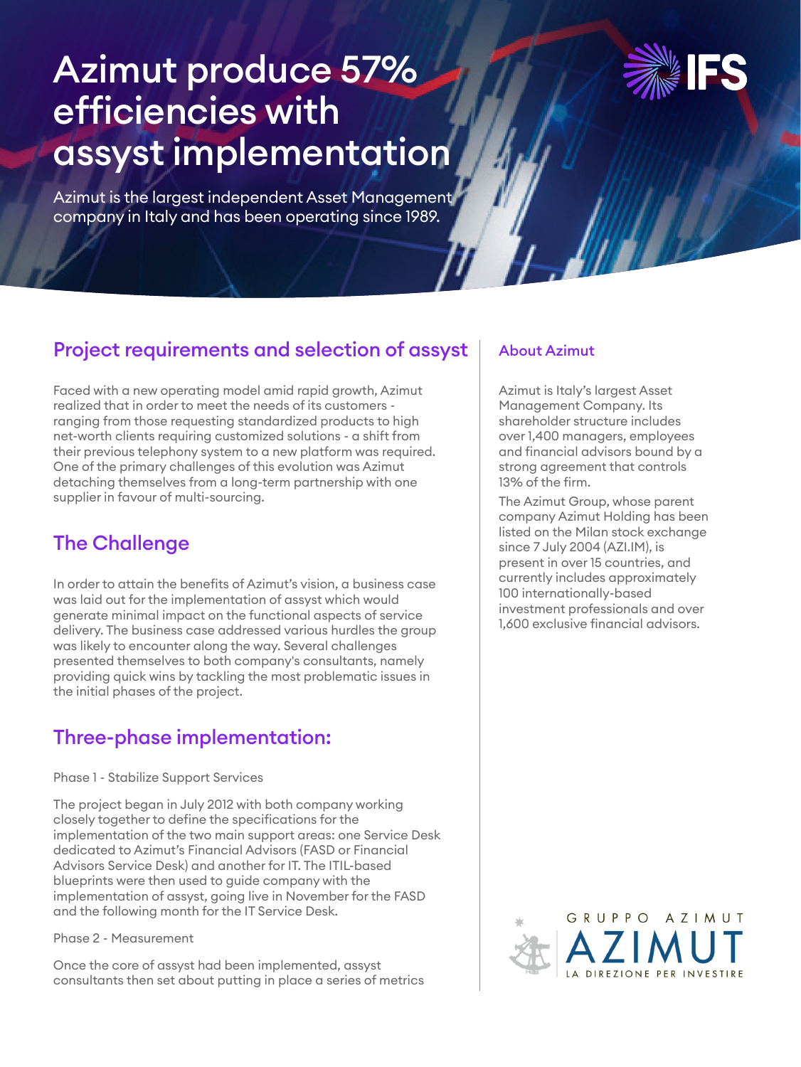# Azimut produce 57% efficiencies with assyst implementation

Azimut is the largest independent Asset Management company in Italy and has been operating since 1989.

## Project requirements and selection of assyst

Faced with a new operating model amid rapid growth, Azimut realized that in order to meet the needs of its customers - ranging from those requesting standardized products to high net-worth clients requiring customized solutions - a shift from their previous telephony system to a new platform was required. One of the primary challenges of this evolution was Azimut detaching themselves from a long-term partnership with one supplier in favour of multi-sourcing.

## The Challenge

In order to attain the benefits of Azimut's vision, a business case was laid out for the implementation of assyst which would generate minimal impact on the functional aspects of service delivery. The business case addressed various hurdles the group was likely to encounter along the way. Several challenges presented themselves to both company's consultants, namely providing quick wins by tackling the most problematic issues in the initial phases of the project.

## Three-phase implementation:

Phase 1 - Stabilize Support Services

The project began in July 2012 with both company working closely together to define the specifications for the implementation of the two main support areas: one Service Desk dedicated to Azimut's Financial Advisors (FASD or Financial Advisors Service Desk) and another for IT. The ITIL-based blueprints were then used to guide company with the implementation of assyst, going live in November for the FASD and the following month for the IT Service Desk.

Phase 2 - Measurement

Once the core of assyst had been implemented, assyst consultants then set about putting in place a series of metrics

### About Azimut

Azimut is Italy's largest Asset Management Company. Its shareholder structure includes over 1,400 managers, employees and financial advisors bound by a strong agreement that controls 13% of the firm.

The Azimut Group, whose parent company Azimut Holding has been listed on the Milan stock exchange since 7 July 2004 (AZI.IM), is present in over 15 countries, and currently includes approximately 100 internationally-based investment professionals and over 1,600 exclusive financial advisors.

GRUPPO AZIMUT
AZIMUT
LA DIREZIONE PER INVESTIRE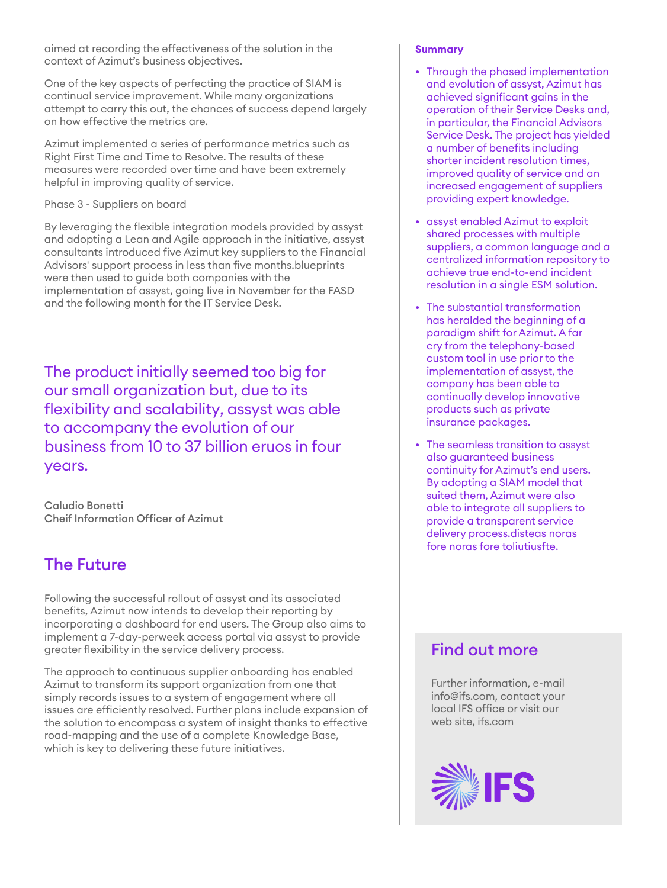aimed at recording the effectiveness of the solution in the context of Azimut's business objectives.

One of the key aspects of perfecting the practice of SIAM is continual service improvement. While many organizations attempt to carry this out, the chances of success depend largely on how effective the metrics are.

Azimut implemented a series of performance metrics such as Right First Time and Time to Resolve. The results of these measures were recorded over time and have been extremely helpful in improving quality of service.

Phase 3 - Suppliers on board

By leveraging the flexible integration models provided by assyst and adopting a Lean and Agile approach in the initiative, assyst consultants introduced five Azimut key suppliers to the Financial Advisors' support process in less than five months.blueprints were then used to guide both companies with the implementation of assyst, going live in November for the FASD and the following month for the IT Service Desk.

---

The product initially seemed too big for our small organization but, due to its flexibility and scalability, assyst was able to accompany the evolution of our business from 10 to 37 billion eruos in four years.

Caludio Bonetti
Cheif Information Officer of Azimut

---

## The Future

Following the successful rollout of assyst and its associated benefits, Azimut now intends to develop their reporting by incorporating a dashboard for end users. The Group also aims to implement a 7-day-perweek access portal via assyst to provide greater flexibility in the service delivery process.

The approach to continuous supplier onboarding has enabled Azimut to transform its support organization from one that simply records issues to a system of engagement where all issues are efficiently resolved. Further plans include expansion of the solution to encompass a system of insight thanks to effective road-mapping and the use of a complete Knowledge Base, which is key to delivering these future initiatives.

**Summary**

- Through the phased implementation and evolution of assyst, Azimut has achieved significant gains in the operation of their Service Desks and, in particular, the Financial Advisors Service Desk. The project has yielded a number of benefits including shorter incident resolution times, improved quality of service and an increased engagement of suppliers providing expert knowledge.
- assyst enabled Azimut to exploit shared processes with multiple suppliers, a common language and a centralized information repository to achieve true end-to-end incident resolution in a single ESM solution.
- The substantial transformation has heralded the beginning of a paradigm shift for Azimut. A far cry from the telephony-based custom tool in use prior to the implementation of assyst, the company has been able to continually develop innovative products such as private insurance packages.
- The seamless transition to assyst also guaranteed business continuity for Azimut's end users. By adopting a SIAM model that suited them, Azimut were also able to integrate all suppliers to provide a transparent service delivery process.disteas noras fore noras fore toliutiusfte.

## Find out more

Further information, e-mail info@ifs.com, contact your local IFS office or visit our web site, ifs.com

IFS